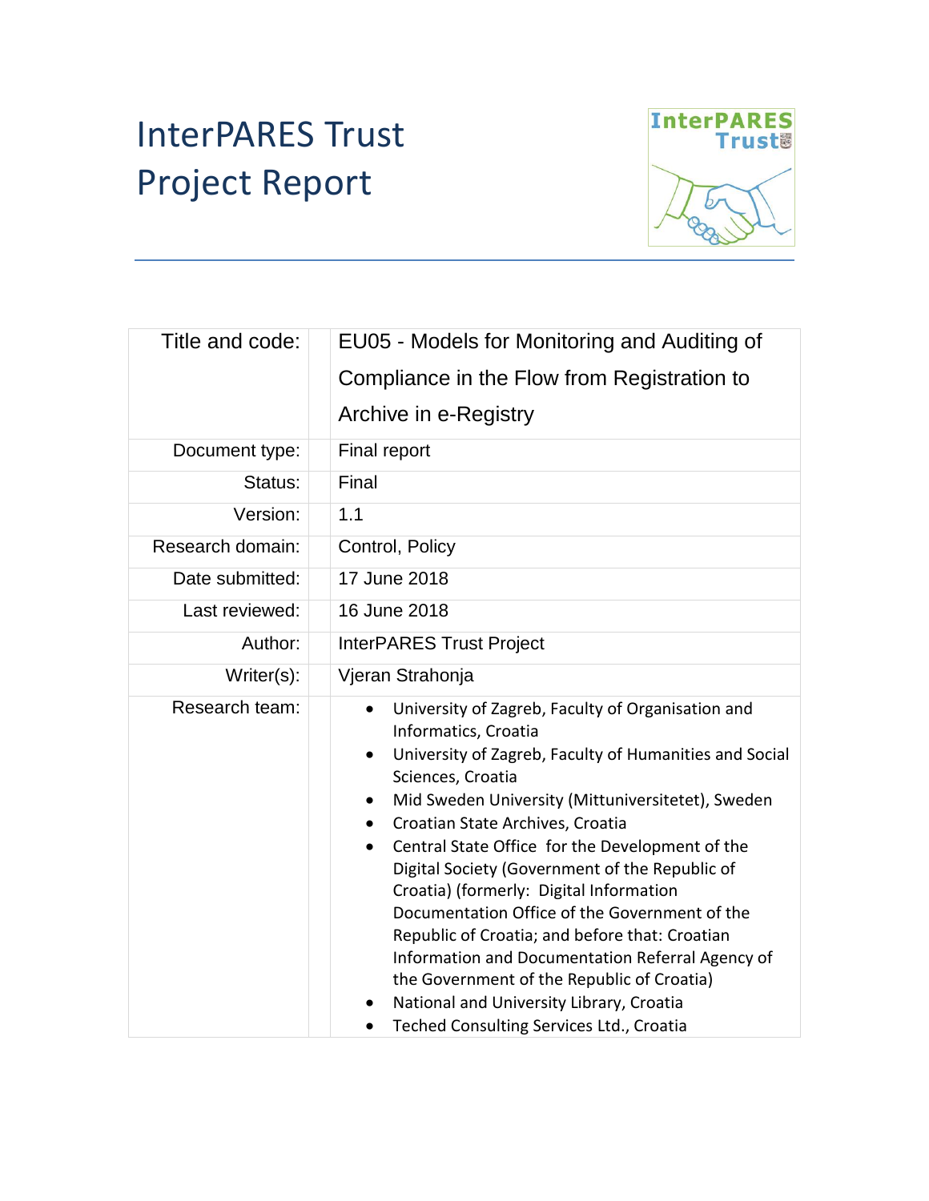# InterPARES Trust Project Report

| | |
|---|---|
| Title and code: | EU05 - Models for Monitoring and Auditing of Compliance in the Flow from Registration to Archive in e-Registry |
| Document type: | Final report |
| Status: | Final |
| Version: | 1.1 |
| Research domain: | Control, Policy |
| Date submitted: | 17 June 2018 |
| Last reviewed: | 16 June 2018 |
| Author: | InterPARES Trust Project |
| Writer(s): | Vjeran Strahonja |
| Research team: | • University of Zagreb, Faculty of Organisation and Informatics, Croatia<br>• University of Zagreb, Faculty of Humanities and Social Sciences, Croatia<br>• Mid Sweden University (Mittuniversitetet), Sweden<br>• Croatian State Archives, Croatia<br>• Central State Office for the Development of the Digital Society (Government of the Republic of Croatia) (formerly: Digital Information Documentation Office of the Government of the Republic of Croatia; and before that: Croatian Information and Documentation Referral Agency of the Government of the Republic of Croatia)<br>• National and University Library, Croatia<br>• Teched Consulting Services Ltd., Croatia |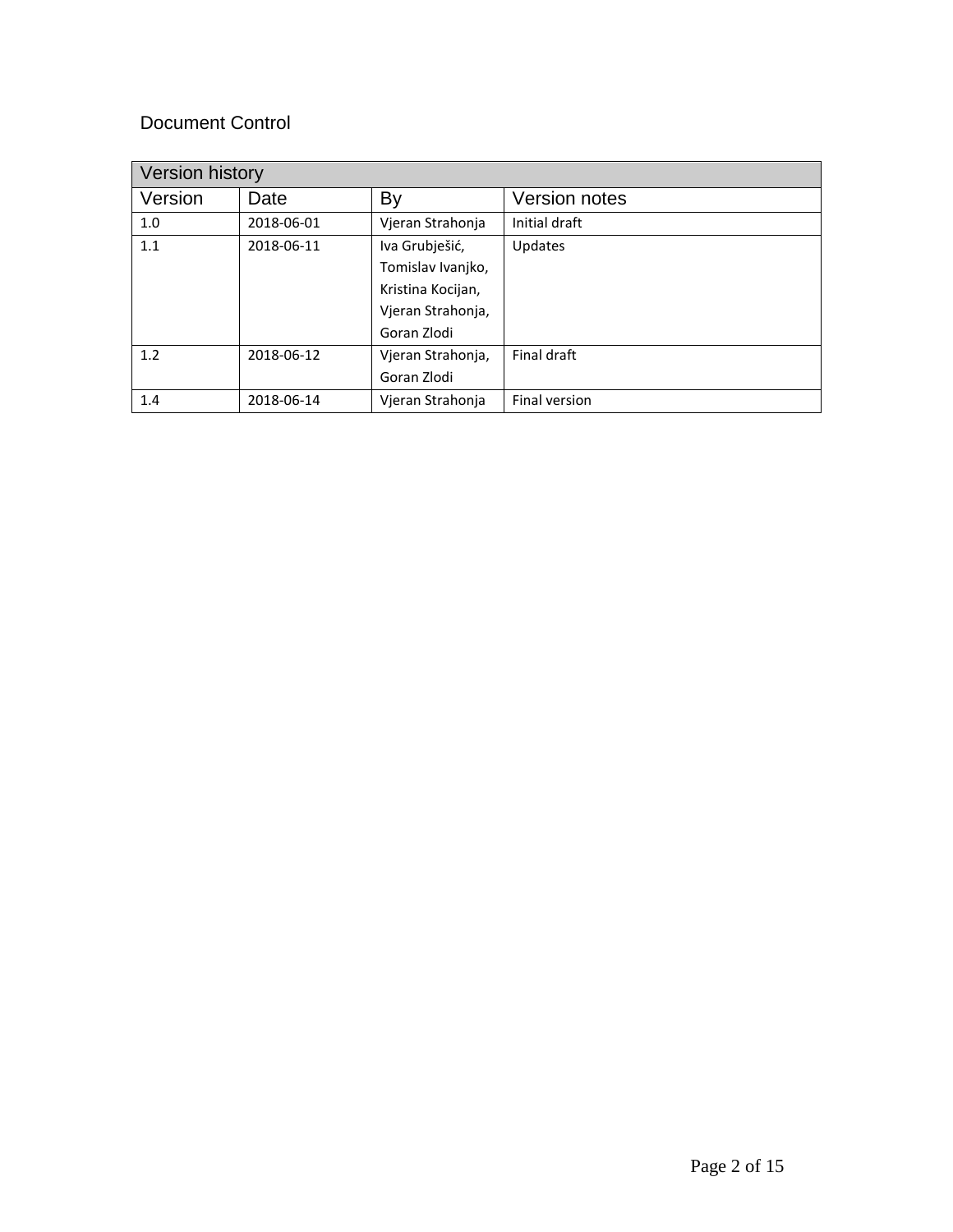# Document Control

| Version history | | | |
|---|---|---|---|
| Version | Date | By | Version notes |
| 1.0 | 2018-06-01 | Vjeran Strahonja | Initial draft |
| 1.1 | 2018-06-11 | Iva Grubješić, Tomislav Ivanjko, Kristina Kocijan, Vjeran Strahonja, Goran Zlodi | Updates |
| 1.2 | 2018-06-12 | Vjeran Strahonja, Goran Zlodi | Final draft |
| 1.4 | 2018-06-14 | Vjeran Strahonja | Final version |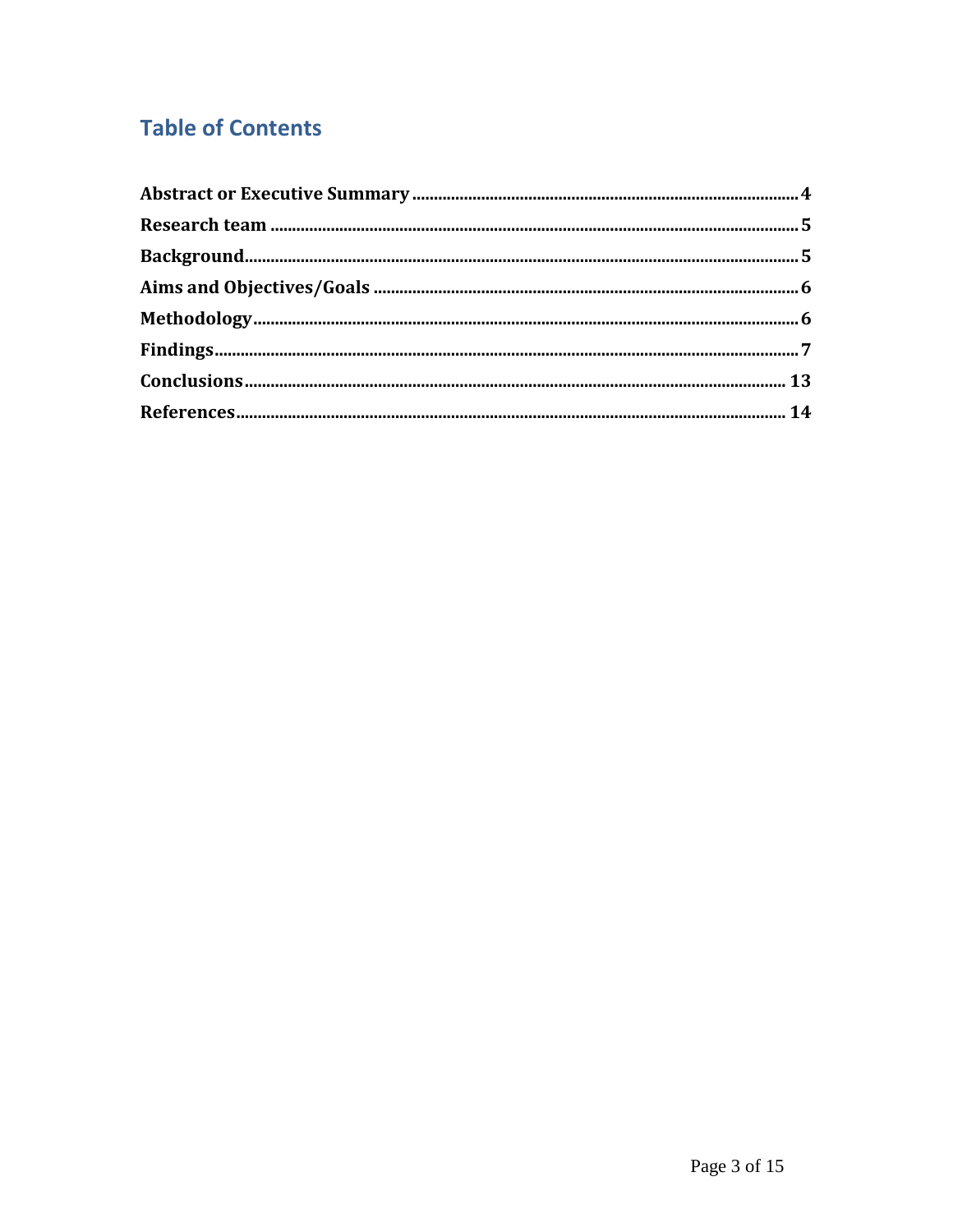## Table of Contents

**Abstract or Executive Summary** .......... 4
**Research team** .......... 5
**Background** .......... 5
**Aims and Objectives/Goals** .......... 6
**Methodology** .......... 6
**Findings** .......... 7
**Conclusions** .......... 13
**References** .......... 14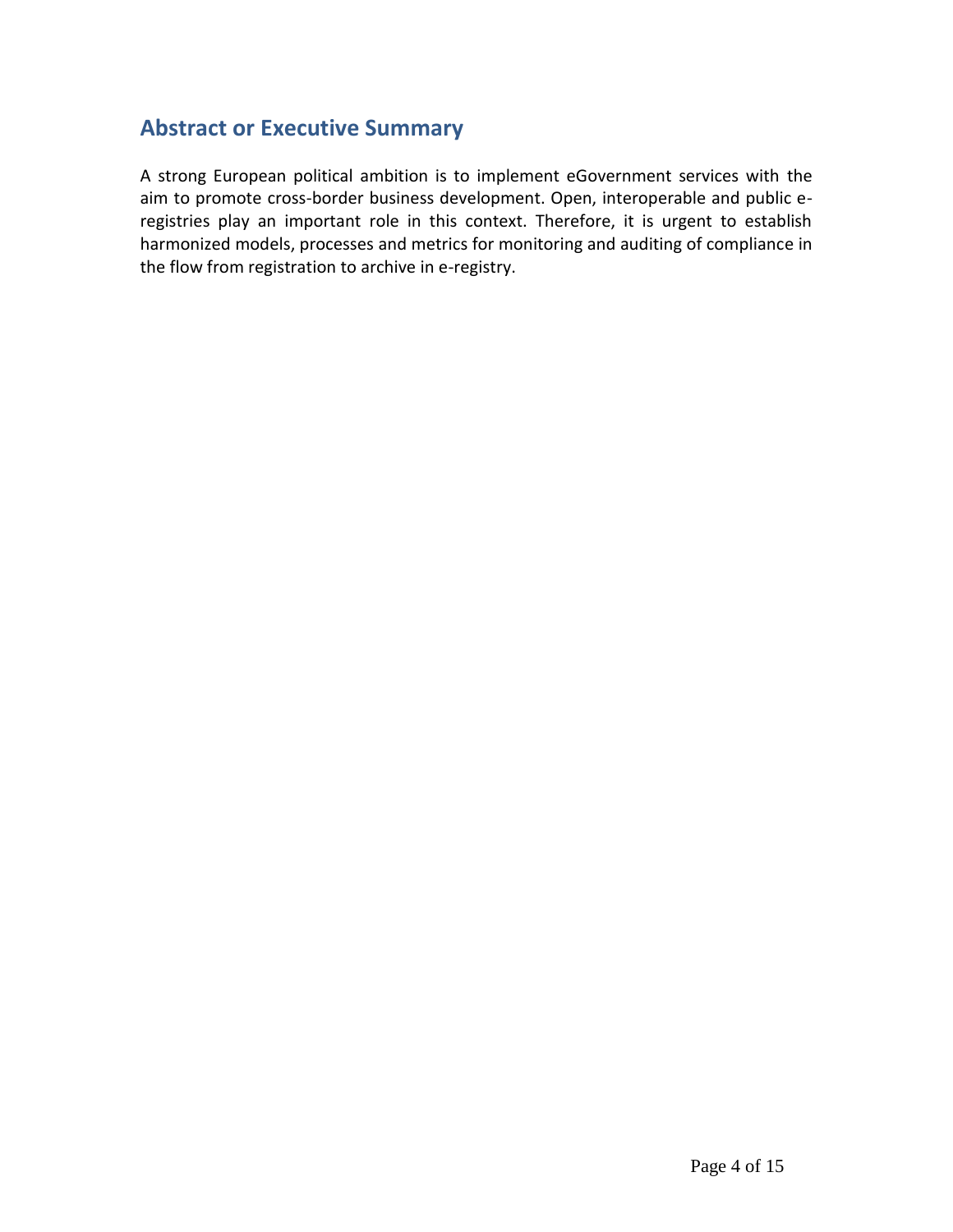## Abstract or Executive Summary

A strong European political ambition is to implement eGovernment services with the aim to promote cross-border business development. Open, interoperable and public e-registries play an important role in this context. Therefore, it is urgent to establish harmonized models, processes and metrics for monitoring and auditing of compliance in the flow from registration to archive in e-registry.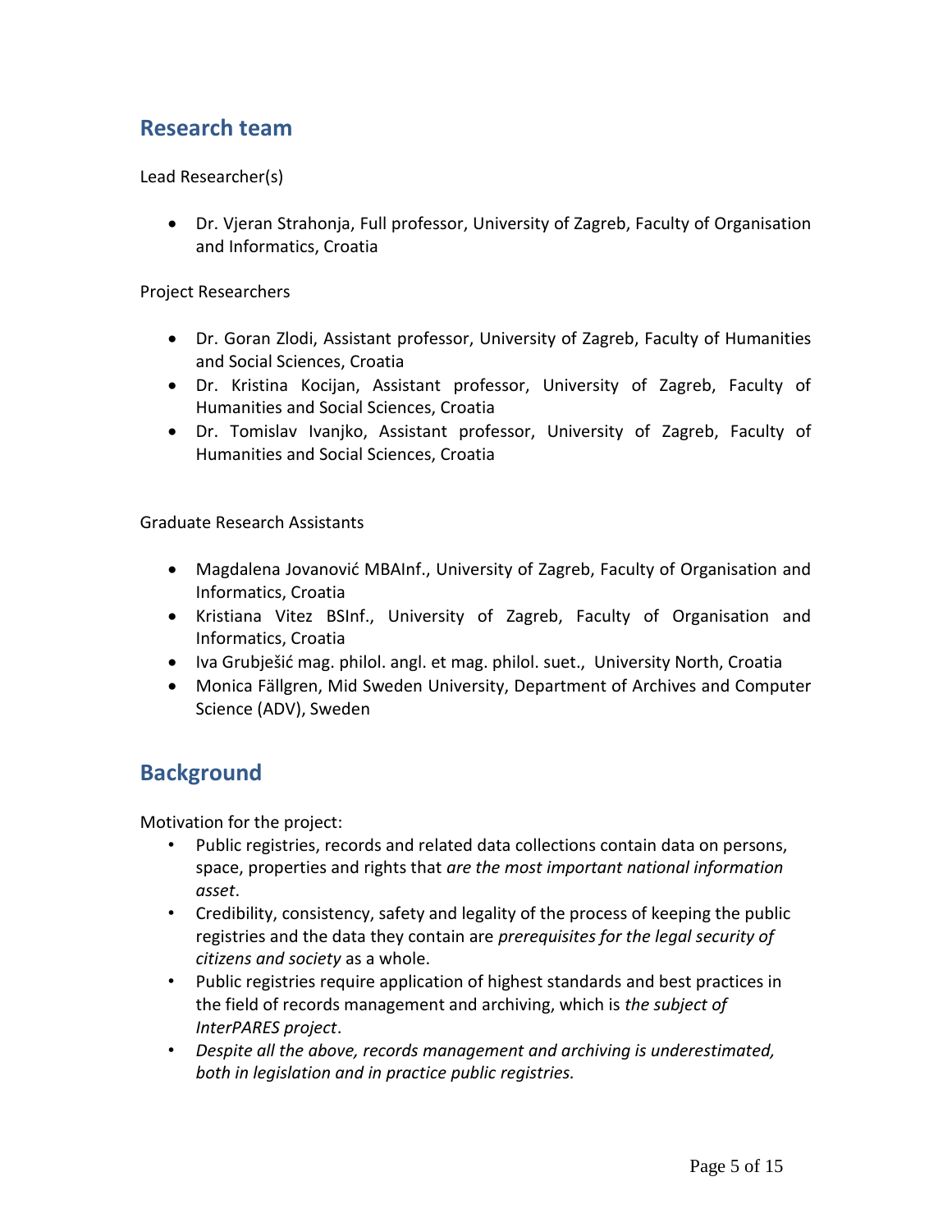## Research team

Lead Researcher(s)

- Dr. Vjeran Strahonja, Full professor, University of Zagreb, Faculty of Organisation and Informatics, Croatia

Project Researchers

- Dr. Goran Zlodi, Assistant professor, University of Zagreb, Faculty of Humanities and Social Sciences, Croatia
- Dr. Kristina Kocijan, Assistant professor, University of Zagreb, Faculty of Humanities and Social Sciences, Croatia
- Dr. Tomislav Ivanjko, Assistant professor, University of Zagreb, Faculty of Humanities and Social Sciences, Croatia

Graduate Research Assistants

- Magdalena Jovanović MBAInf., University of Zagreb, Faculty of Organisation and Informatics, Croatia
- Kristiana Vitez BSInf., University of Zagreb, Faculty of Organisation and Informatics, Croatia
- Iva Grubješić mag. philol. angl. et mag. philol. suet., University North, Croatia
- Monica Fällgren, Mid Sweden University, Department of Archives and Computer Science (ADV), Sweden

## Background

Motivation for the project:

- Public registries, records and related data collections contain data on persons, space, properties and rights that *are the most important national information asset*.
- Credibility, consistency, safety and legality of the process of keeping the public registries and the data they contain are *prerequisites for the legal security of citizens and society* as a whole.
- Public registries require application of highest standards and best practices in the field of records management and archiving, which is *the subject of InterPARES project*.
- *Despite all the above, records management and archiving is underestimated, both in legislation and in practice public registries.*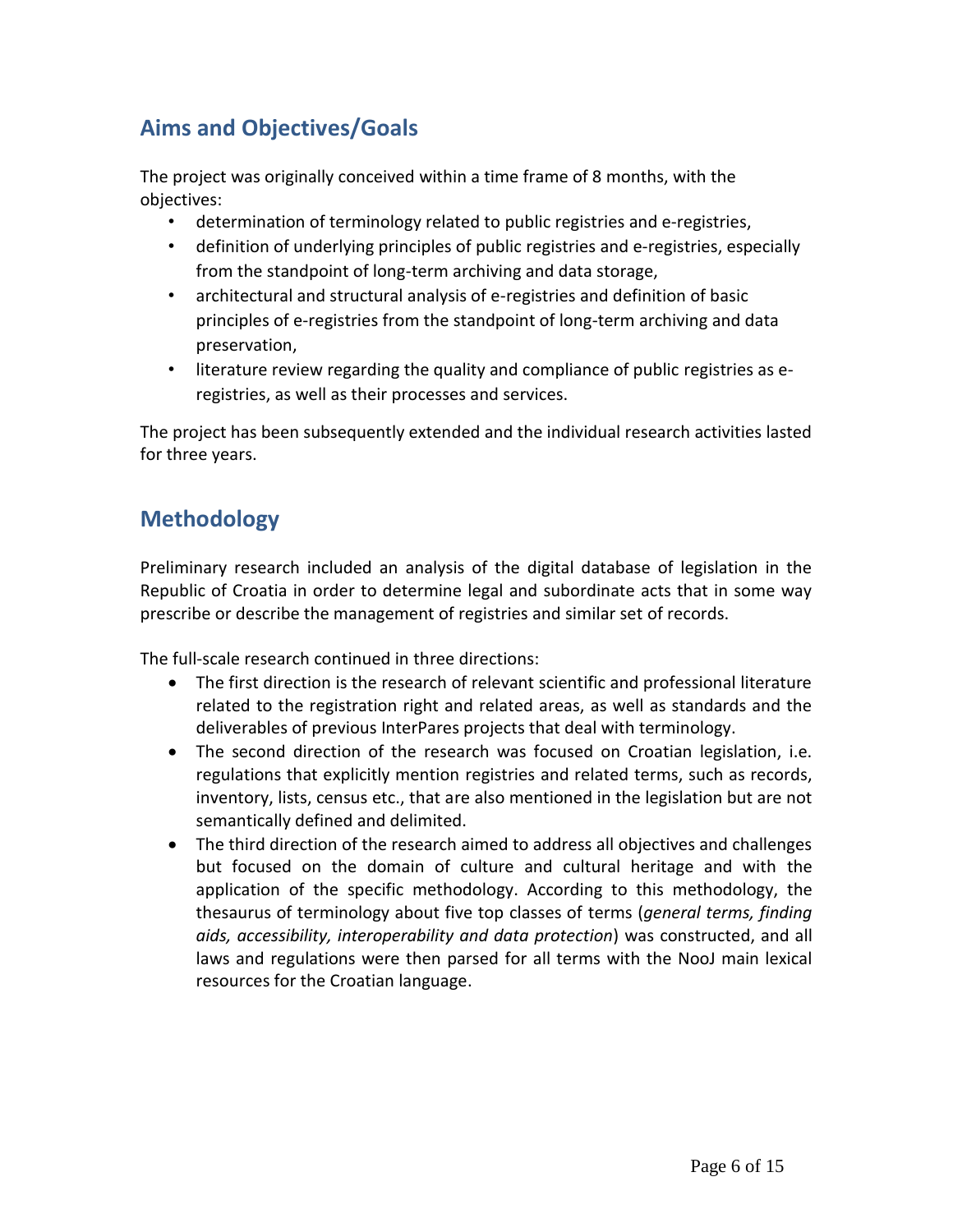## Aims and Objectives/Goals

The project was originally conceived within a time frame of 8 months, with the objectives:

- determination of terminology related to public registries and e-registries,
- definition of underlying principles of public registries and e-registries, especially from the standpoint of long-term archiving and data storage,
- architectural and structural analysis of e-registries and definition of basic principles of e-registries from the standpoint of long-term archiving and data preservation,
- literature review regarding the quality and compliance of public registries as e-registries, as well as their processes and services.

The project has been subsequently extended and the individual research activities lasted for three years.

## Methodology

Preliminary research included an analysis of the digital database of legislation in the Republic of Croatia in order to determine legal and subordinate acts that in some way prescribe or describe the management of registries and similar set of records.

The full-scale research continued in three directions:

- The first direction is the research of relevant scientific and professional literature related to the registration right and related areas, as well as standards and the deliverables of previous InterPares projects that deal with terminology.
- The second direction of the research was focused on Croatian legislation, i.e. regulations that explicitly mention registries and related terms, such as records, inventory, lists, census etc., that are also mentioned in the legislation but are not semantically defined and delimited.
- The third direction of the research aimed to address all objectives and challenges but focused on the domain of culture and cultural heritage and with the application of the specific methodology. According to this methodology, the thesaurus of terminology about five top classes of terms (*general terms, finding aids, accessibility, interoperability and data protection*) was constructed, and all laws and regulations were then parsed for all terms with the NooJ main lexical resources for the Croatian language.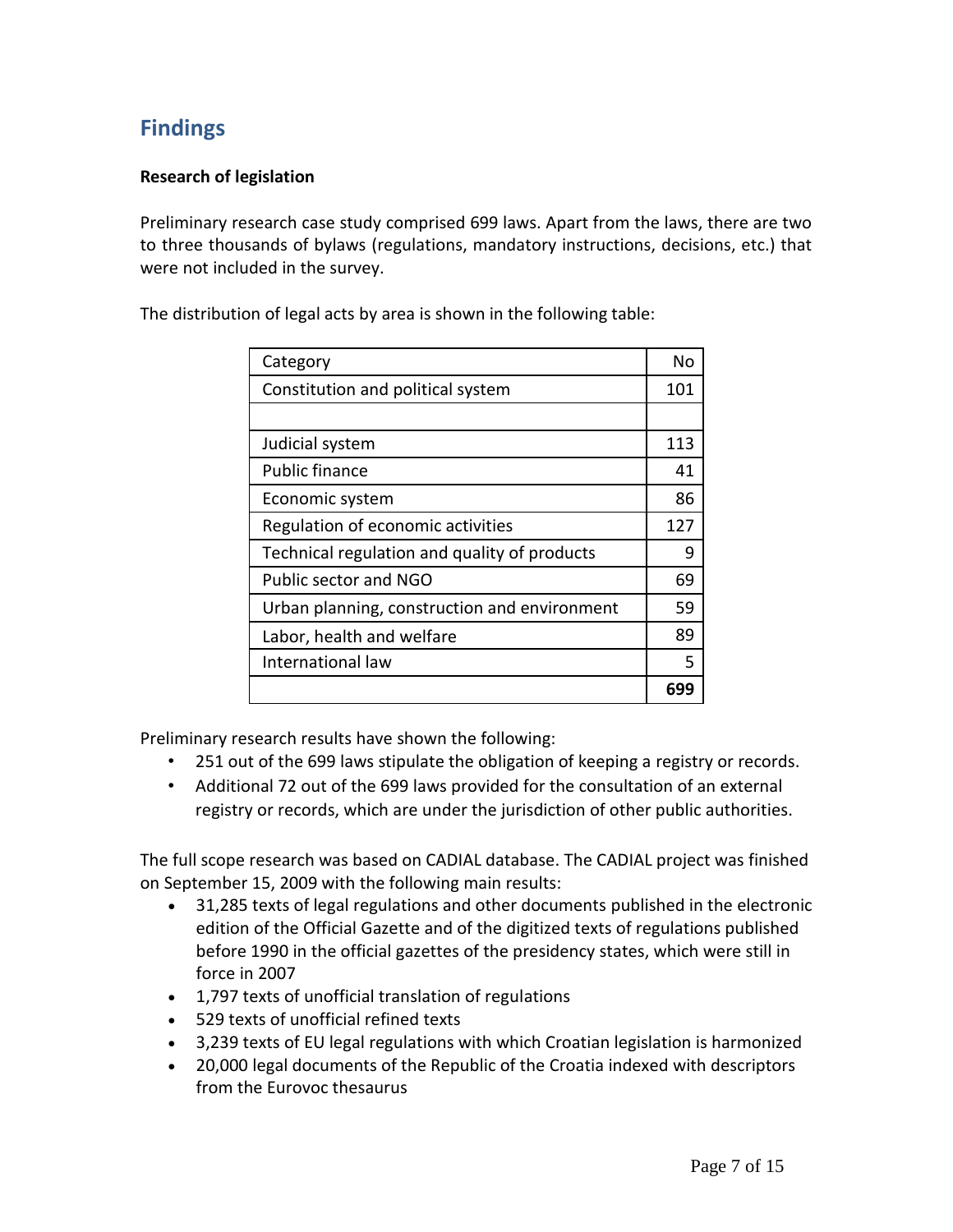## Findings

**Research of legislation**

Preliminary research case study comprised 699 laws. Apart from the laws, there are two to three thousands of bylaws (regulations, mandatory instructions, decisions, etc.) that were not included in the survey.

The distribution of legal acts by area is shown in the following table:

| Category | No |
|---|---|
| Constitution and political system | 101 |
| | |
| Judicial system | 113 |
| Public finance | 41 |
| Economic system | 86 |
| Regulation of economic activities | 127 |
| Technical regulation and quality of products | 9 |
| Public sector and NGO | 69 |
| Urban planning, construction and environment | 59 |
| Labor, health and welfare | 89 |
| International law | 5 |
| | **699** |

Preliminary research results have shown the following:

- 251 out of the 699 laws stipulate the obligation of keeping a registry or records.
- Additional 72 out of the 699 laws provided for the consultation of an external registry or records, which are under the jurisdiction of other public authorities.

The full scope research was based on CADIAL database. The CADIAL project was finished on September 15, 2009 with the following main results:

- 31,285 texts of legal regulations and other documents published in the electronic edition of the Official Gazette and of the digitized texts of regulations published before 1990 in the official gazettes of the presidency states, which were still in force in 2007
- 1,797 texts of unofficial translation of regulations
- 529 texts of unofficial refined texts
- 3,239 texts of EU legal regulations with which Croatian legislation is harmonized
- 20,000 legal documents of the Republic of the Croatia indexed with descriptors from the Eurovoc thesaurus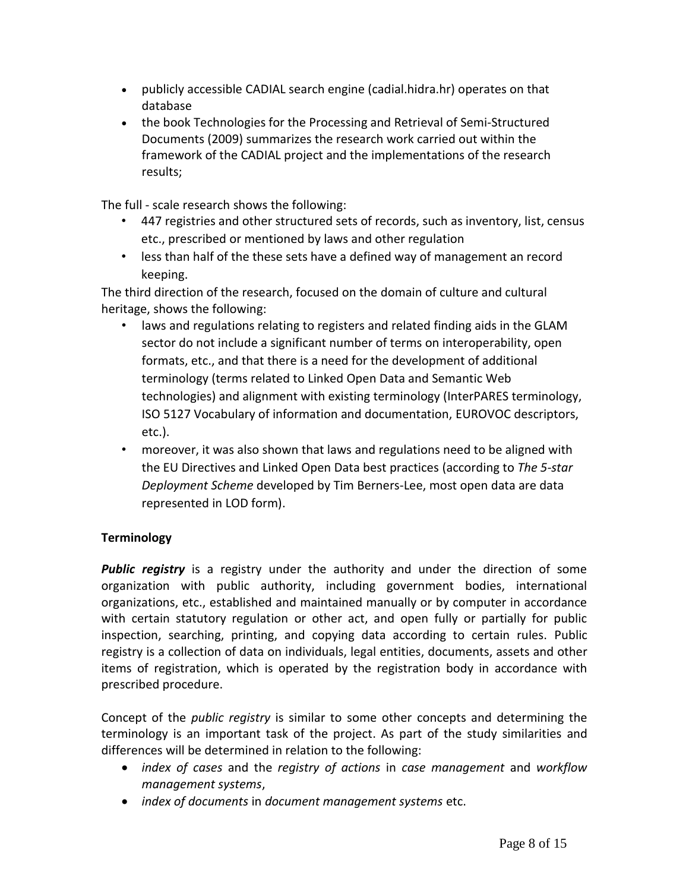- publicly accessible CADIAL search engine (cadial.hidra.hr) operates on that database
- the book Technologies for the Processing and Retrieval of Semi-Structured Documents (2009) summarizes the research work carried out within the framework of the CADIAL project and the implementations of the research results;

The full - scale research shows the following:

- 447 registries and other structured sets of records, such as inventory, list, census etc., prescribed or mentioned by laws and other regulation
- less than half of the these sets have a defined way of management an record keeping.

The third direction of the research, focused on the domain of culture and cultural heritage, shows the following:

- laws and regulations relating to registers and related finding aids in the GLAM sector do not include a significant number of terms on interoperability, open formats, etc., and that there is a need for the development of additional terminology (terms related to Linked Open Data and Semantic Web technologies) and alignment with existing terminology (InterPARES terminology, ISO 5127 Vocabulary of information and documentation, EUROVOC descriptors, etc.).
- moreover, it was also shown that laws and regulations need to be aligned with the EU Directives and Linked Open Data best practices (according to *The 5-star Deployment Scheme* developed by Tim Berners-Lee, most open data are data represented in LOD form).

**Terminology**

***Public registry*** is a registry under the authority and under the direction of some organization with public authority, including government bodies, international organizations, etc., established and maintained manually or by computer in accordance with certain statutory regulation or other act, and open fully or partially for public inspection, searching, printing, and copying data according to certain rules. Public registry is a collection of data on individuals, legal entities, documents, assets and other items of registration, which is operated by the registration body in accordance with prescribed procedure.

Concept of the *public registry* is similar to some other concepts and determining the terminology is an important task of the project. As part of the study similarities and differences will be determined in relation to the following:

- *index of cases* and the *registry of actions* in *case management* and *workflow management systems*,
- *index of documents* in *document management systems* etc.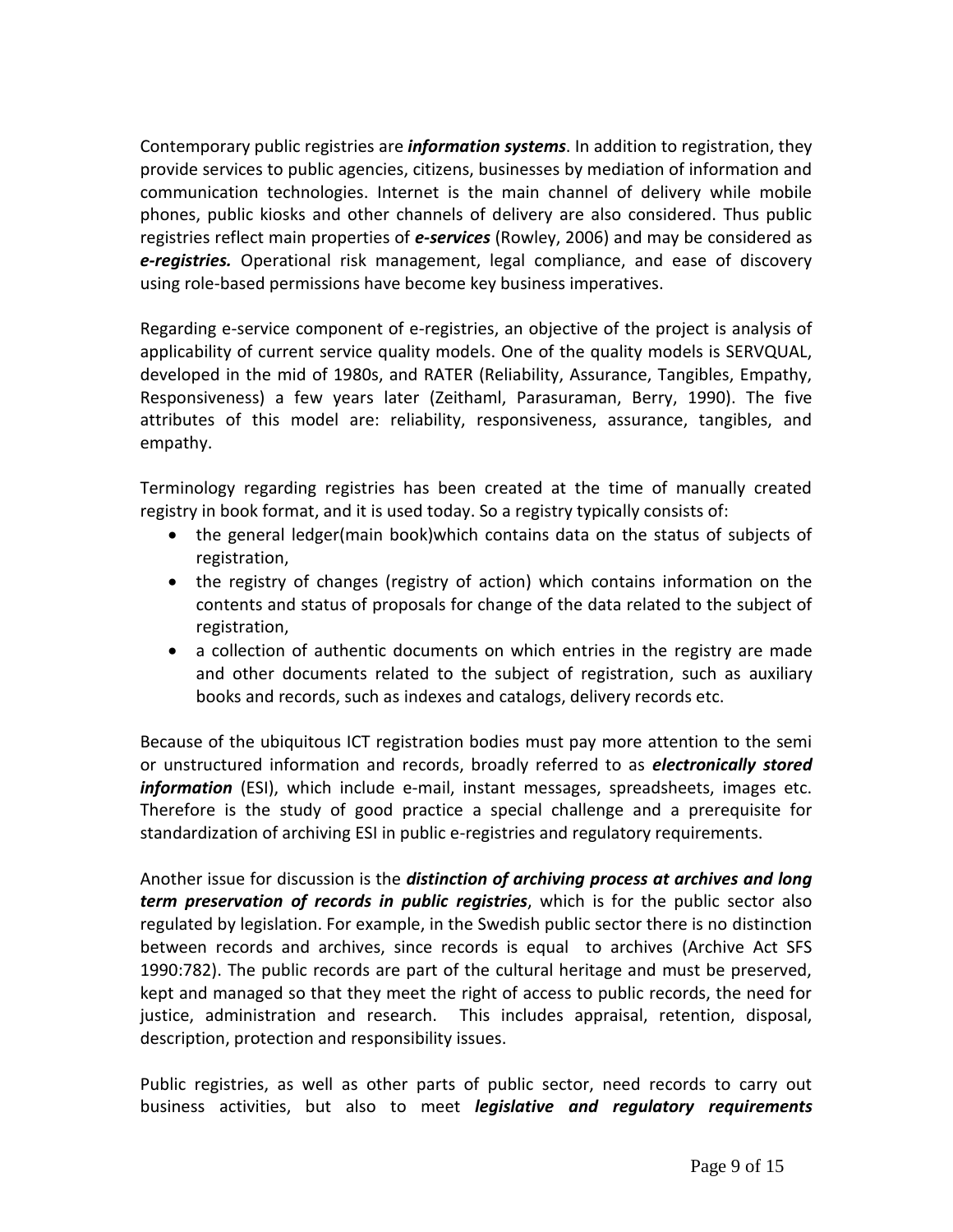Contemporary public registries are ***information systems***. In addition to registration, they provide services to public agencies, citizens, businesses by mediation of information and communication technologies. Internet is the main channel of delivery while mobile phones, public kiosks and other channels of delivery are also considered. Thus public registries reflect main properties of ***e-services*** (Rowley, 2006) and may be considered as ***e-registries.*** Operational risk management, legal compliance, and ease of discovery using role-based permissions have become key business imperatives.

Regarding e-service component of e-registries, an objective of the project is analysis of applicability of current service quality models. One of the quality models is SERVQUAL, developed in the mid of 1980s, and RATER (Reliability, Assurance, Tangibles, Empathy, Responsiveness) a few years later (Zeithaml, Parasuraman, Berry, 1990). The five attributes of this model are: reliability, responsiveness, assurance, tangibles, and empathy.

Terminology regarding registries has been created at the time of manually created registry in book format, and it is used today. So a registry typically consists of:

- the general ledger(main book)which contains data on the status of subjects of registration,
- the registry of changes (registry of action) which contains information on the contents and status of proposals for change of the data related to the subject of registration,
- a collection of authentic documents on which entries in the registry are made and other documents related to the subject of registration, such as auxiliary books and records, such as indexes and catalogs, delivery records etc.

Because of the ubiquitous ICT registration bodies must pay more attention to the semi or unstructured information and records, broadly referred to as ***electronically stored information*** (ESI), which include e-mail, instant messages, spreadsheets, images etc. Therefore is the study of good practice a special challenge and a prerequisite for standardization of archiving ESI in public e-registries and regulatory requirements.

Another issue for discussion is the ***distinction of archiving process at archives and long term preservation of records in public registries***, which is for the public sector also regulated by legislation. For example, in the Swedish public sector there is no distinction between records and archives, since records is equal to archives (Archive Act SFS 1990:782). The public records are part of the cultural heritage and must be preserved, kept and managed so that they meet the right of access to public records, the need for justice, administration and research. This includes appraisal, retention, disposal, description, protection and responsibility issues.

Public registries, as well as other parts of public sector, need records to carry out business activities, but also to meet ***legislative and regulatory requirements***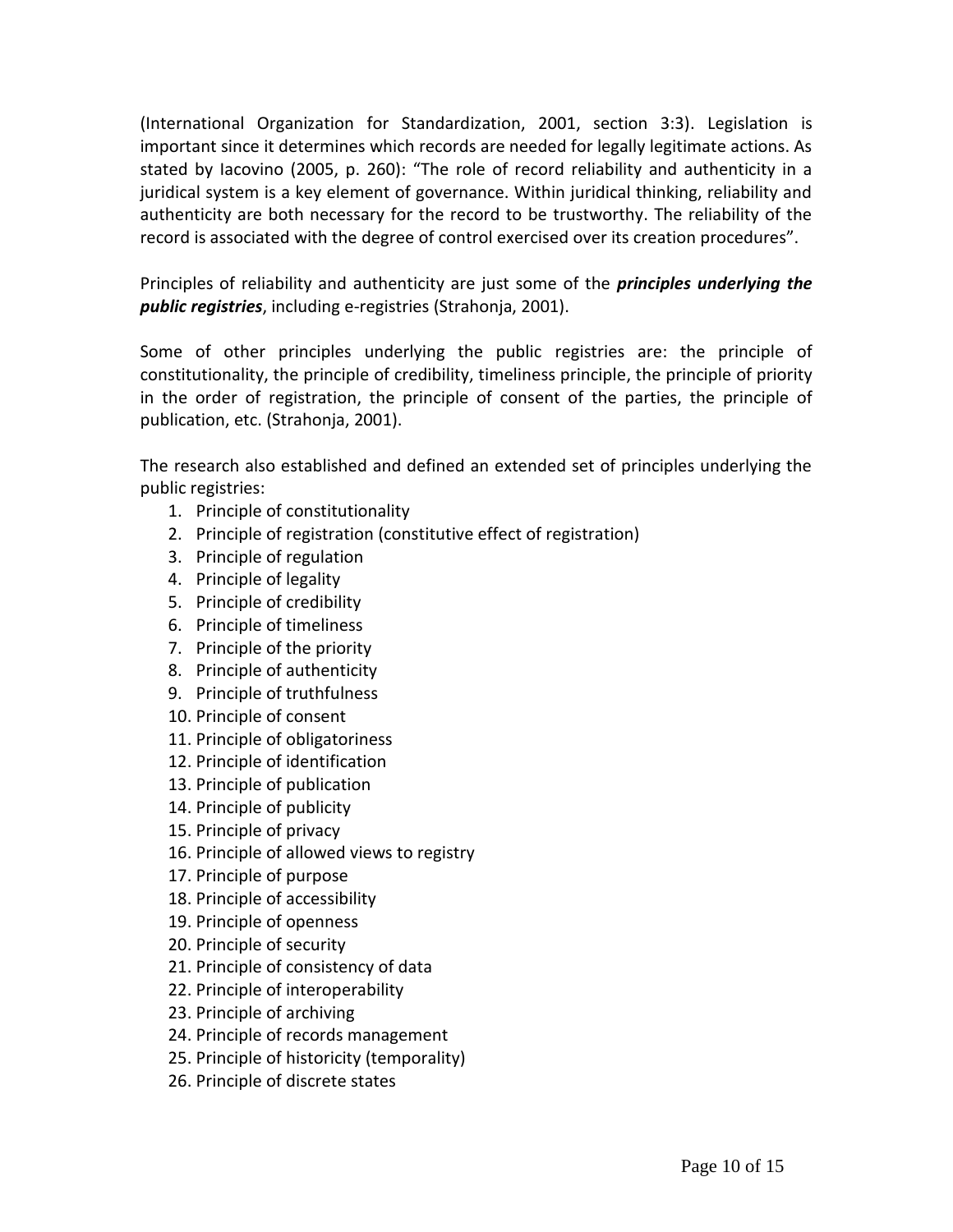(International Organization for Standardization, 2001, section 3:3). Legislation is important since it determines which records are needed for legally legitimate actions. As stated by Iacovino (2005, p. 260): "The role of record reliability and authenticity in a juridical system is a key element of governance. Within juridical thinking, reliability and authenticity are both necessary for the record to be trustworthy. The reliability of the record is associated with the degree of control exercised over its creation procedures".

Principles of reliability and authenticity are just some of the ***principles underlying the public registries***, including e-registries (Strahonja, 2001).

Some of other principles underlying the public registries are: the principle of constitutionality, the principle of credibility, timeliness principle, the principle of priority in the order of registration, the principle of consent of the parties, the principle of publication, etc. (Strahonja, 2001).

The research also established and defined an extended set of principles underlying the public registries:

1. Principle of constitutionality
2. Principle of registration (constitutive effect of registration)
3. Principle of regulation
4. Principle of legality
5. Principle of credibility
6. Principle of timeliness
7. Principle of the priority
8. Principle of authenticity
9. Principle of truthfulness
10. Principle of consent
11. Principle of obligatoriness
12. Principle of identification
13. Principle of publication
14. Principle of publicity
15. Principle of privacy
16. Principle of allowed views to registry
17. Principle of purpose
18. Principle of accessibility
19. Principle of openness
20. Principle of security
21. Principle of consistency of data
22. Principle of interoperability
23. Principle of archiving
24. Principle of records management
25. Principle of historicity (temporality)
26. Principle of discrete states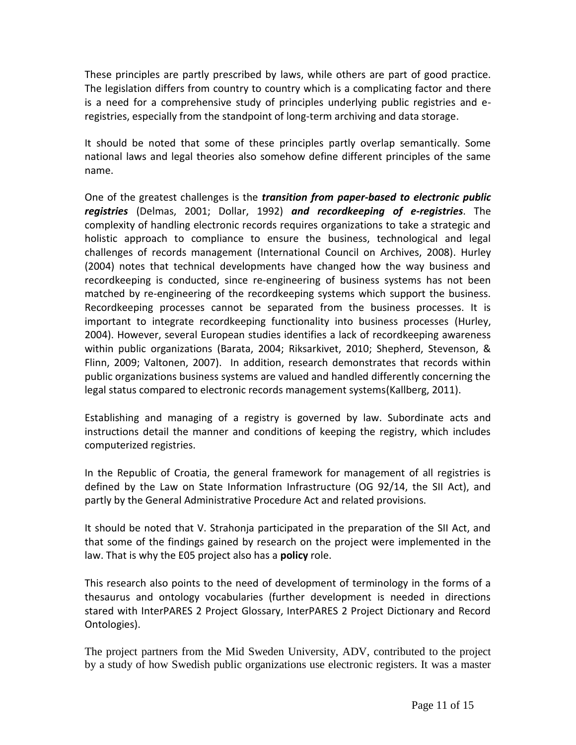These principles are partly prescribed by laws, while others are part of good practice. The legislation differs from country to country which is a complicating factor and there is a need for a comprehensive study of principles underlying public registries and e-registries, especially from the standpoint of long-term archiving and data storage.

It should be noted that some of these principles partly overlap semantically. Some national laws and legal theories also somehow define different principles of the same name.

One of the greatest challenges is the ***transition from paper-based to electronic public registries*** (Delmas, 2001; Dollar, 1992) ***and recordkeeping of e-registries***. The complexity of handling electronic records requires organizations to take a strategic and holistic approach to compliance to ensure the business, technological and legal challenges of records management (International Council on Archives, 2008). Hurley (2004) notes that technical developments have changed how the way business and recordkeeping is conducted, since re-engineering of business systems has not been matched by re-engineering of the recordkeeping systems which support the business. Recordkeeping processes cannot be separated from the business processes. It is important to integrate recordkeeping functionality into business processes (Hurley, 2004). However, several European studies identifies a lack of recordkeeping awareness within public organizations (Barata, 2004; Riksarkivet, 2010; Shepherd, Stevenson, & Flinn, 2009; Valtonen, 2007). In addition, research demonstrates that records within public organizations business systems are valued and handled differently concerning the legal status compared to electronic records management systems(Kallberg, 2011).

Establishing and managing of a registry is governed by law. Subordinate acts and instructions detail the manner and conditions of keeping the registry, which includes computerized registries.

In the Republic of Croatia, the general framework for management of all registries is defined by the Law on State Information Infrastructure (OG 92/14, the SII Act), and partly by the General Administrative Procedure Act and related provisions.

It should be noted that V. Strahonja participated in the preparation of the SII Act, and that some of the findings gained by research on the project were implemented in the law. That is why the E05 project also has a **policy** role.

This research also points to the need of development of terminology in the forms of a thesaurus and ontology vocabularies (further development is needed in directions stared with InterPARES 2 Project Glossary, InterPARES 2 Project Dictionary and Record Ontologies).

The project partners from the Mid Sweden University, ADV, contributed to the project by a study of how Swedish public organizations use electronic registers. It was a master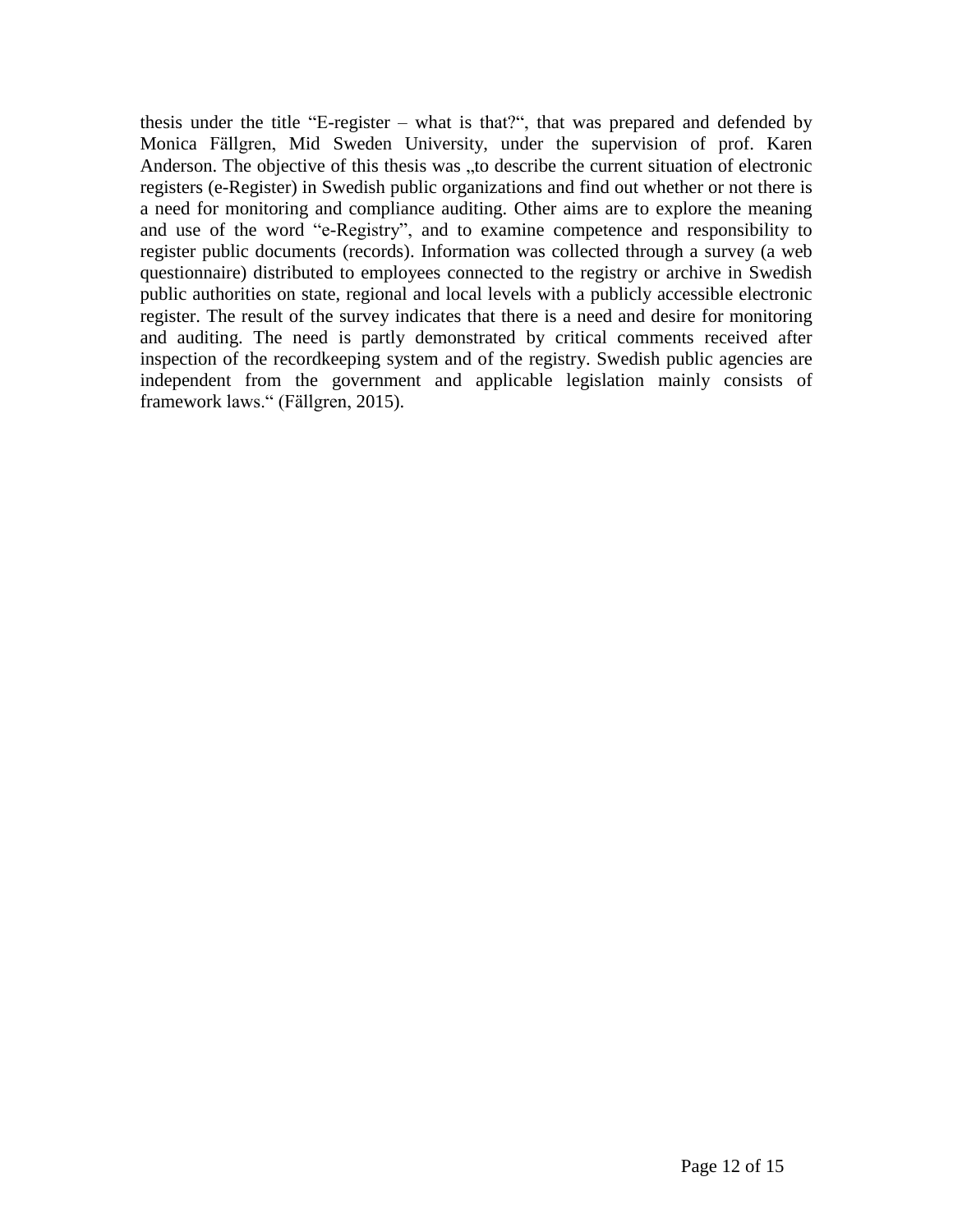thesis under the title "E-register – what is that?", that was prepared and defended by Monica Fällgren, Mid Sweden University, under the supervision of prof. Karen Anderson. The objective of this thesis was „to describe the current situation of electronic registers (e-Register) in Swedish public organizations and find out whether or not there is a need for monitoring and compliance auditing. Other aims are to explore the meaning and use of the word "e-Registry", and to examine competence and responsibility to register public documents (records). Information was collected through a survey (a web questionnaire) distributed to employees connected to the registry or archive in Swedish public authorities on state, regional and local levels with a publicly accessible electronic register. The result of the survey indicates that there is a need and desire for monitoring and auditing. The need is partly demonstrated by critical comments received after inspection of the recordkeeping system and of the registry. Swedish public agencies are independent from the government and applicable legislation mainly consists of framework laws." (Fällgren, 2015).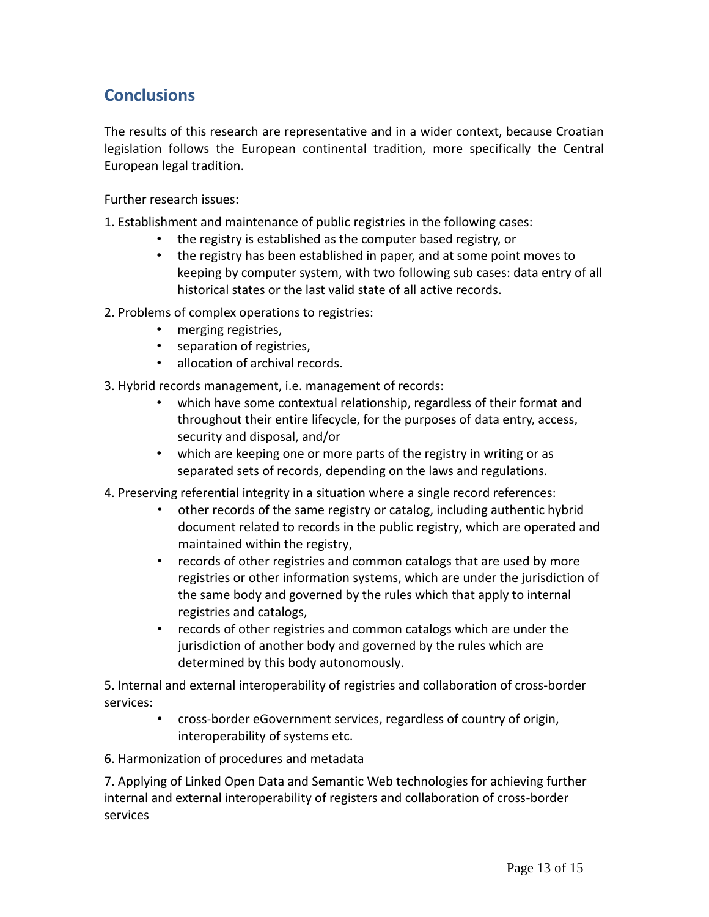## Conclusions

The results of this research are representative and in a wider context, because Croatian legislation follows the European continental tradition, more specifically the Central European legal tradition.

Further research issues:

1. Establishment and maintenance of public registries in the following cases:
   - the registry is established as the computer based registry, or
   - the registry has been established in paper, and at some point moves to keeping by computer system, with two following sub cases: data entry of all historical states or the last valid state of all active records.
2. Problems of complex operations to registries:
   - merging registries,
   - separation of registries,
   - allocation of archival records.
3. Hybrid records management, i.e. management of records:
   - which have some contextual relationship, regardless of their format and throughout their entire lifecycle, for the purposes of data entry, access, security and disposal, and/or
   - which are keeping one or more parts of the registry in writing or as separated sets of records, depending on the laws and regulations.
4. Preserving referential integrity in a situation where a single record references:
   - other records of the same registry or catalog, including authentic hybrid document related to records in the public registry, which are operated and maintained within the registry,
   - records of other registries and common catalogs that are used by more registries or other information systems, which are under the jurisdiction of the same body and governed by the rules which that apply to internal registries and catalogs,
   - records of other registries and common catalogs which are under the jurisdiction of another body and governed by the rules which are determined by this body autonomously.
5. Internal and external interoperability of registries and collaboration of cross-border services:
   - cross-border eGovernment services, regardless of country of origin, interoperability of systems etc.
6. Harmonization of procedures and metadata
7. Applying of Linked Open Data and Semantic Web technologies for achieving further internal and external interoperability of registers and collaboration of cross-border services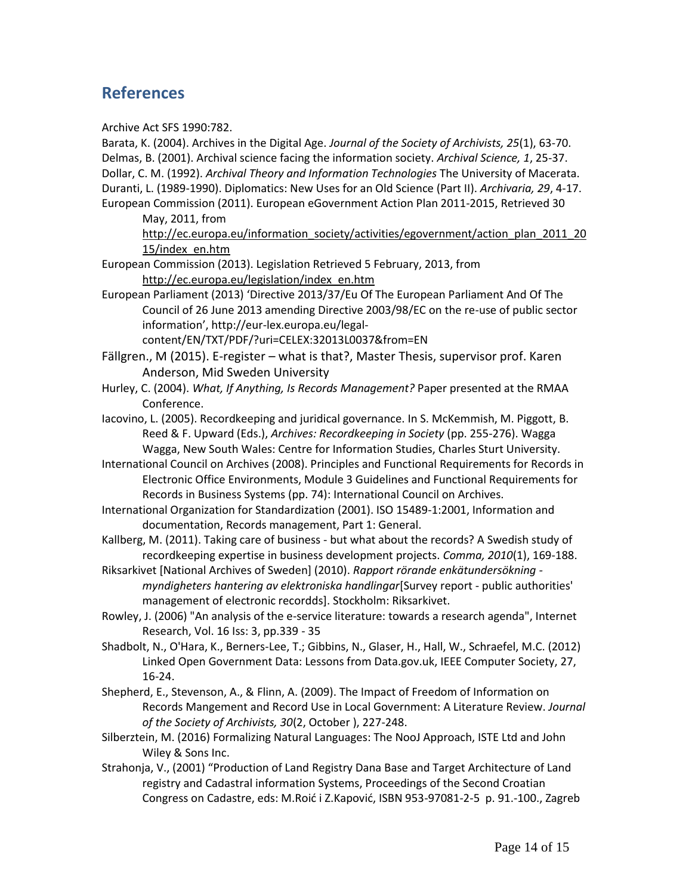## References

Archive Act SFS 1990:782.

Barata, K. (2004). Archives in the Digital Age. *Journal of the Society of Archivists, 25*(1), 63-70.

Delmas, B. (2001). Archival science facing the information society. *Archival Science, 1*, 25-37.

Dollar, C. M. (1992). *Archival Theory and Information Technologies* The University of Macerata.

Duranti, L. (1989-1990). Diplomatics: New Uses for an Old Science (Part II). *Archivaria, 29*, 4-17.

European Commission (2011). European eGovernment Action Plan 2011-2015, Retrieved 30 May, 2011, from http://ec.europa.eu/information_society/activities/egovernment/action_plan_2011_2015/index_en.htm

European Commission (2013). Legislation Retrieved 5 February, 2013, from http://ec.europa.eu/legislation/index_en.htm

European Parliament (2013) 'Directive 2013/37/Eu Of The European Parliament And Of The Council of 26 June 2013 amending Directive 2003/98/EC on the re-use of public sector information', http://eur-lex.europa.eu/legal-content/EN/TXT/PDF/?uri=CELEX:32013L0037&from=EN

Fällgren., M (2015). E-register – what is that?, Master Thesis, supervisor prof. Karen Anderson, Mid Sweden University

Hurley, C. (2004). *What, If Anything, Is Records Management?* Paper presented at the RMAA Conference.

Iacovino, L. (2005). Recordkeeping and juridical governance. In S. McKemmish, M. Piggott, B. Reed & F. Upward (Eds.), *Archives: Recordkeeping in Society* (pp. 255-276). Wagga Wagga, New South Wales: Centre for Information Studies, Charles Sturt University.

International Council on Archives (2008). Principles and Functional Requirements for Records in Electronic Office Environments, Module 3 Guidelines and Functional Requirements for Records in Business Systems (pp. 74): International Council on Archives.

International Organization for Standardization (2001). ISO 15489-1:2001, Information and documentation, Records management, Part 1: General.

Kallberg, M. (2011). Taking care of business - but what about the records? A Swedish study of recordkeeping expertise in business development projects. *Comma, 2010*(1), 169-188.

Riksarkivet [National Archives of Sweden] (2010). *Rapport rörande enkätundersökning - myndigheters hantering av elektroniska handlingar*[Survey report - public authorities' management of electronic recordds]. Stockholm: Riksarkivet.

Rowley, J. (2006) "An analysis of the e-service literature: towards a research agenda", Internet Research, Vol. 16 Iss: 3, pp.339 - 35

Shadbolt, N., O'Hara, K., Berners-Lee, T.; Gibbins, N., Glaser, H., Hall, W., Schraefel, M.C. (2012) Linked Open Government Data: Lessons from Data.gov.uk, IEEE Computer Society, 27, 16-24.

Shepherd, E., Stevenson, A., & Flinn, A. (2009). The Impact of Freedom of Information on Records Mangement and Record Use in Local Government: A Literature Review. *Journal of the Society of Archivists, 30*(2, October ), 227-248.

Silberztein, M. (2016) Formalizing Natural Languages: The NooJ Approach, ISTE Ltd and John Wiley & Sons Inc.

Strahonja, V., (2001) "Production of Land Registry Dana Base and Target Architecture of Land registry and Cadastral information Systems, Proceedings of the Second Croatian Congress on Cadastre, eds: M.Roić i Z.Kapović, ISBN 953-97081-2-5 p. 91.-100., Zagreb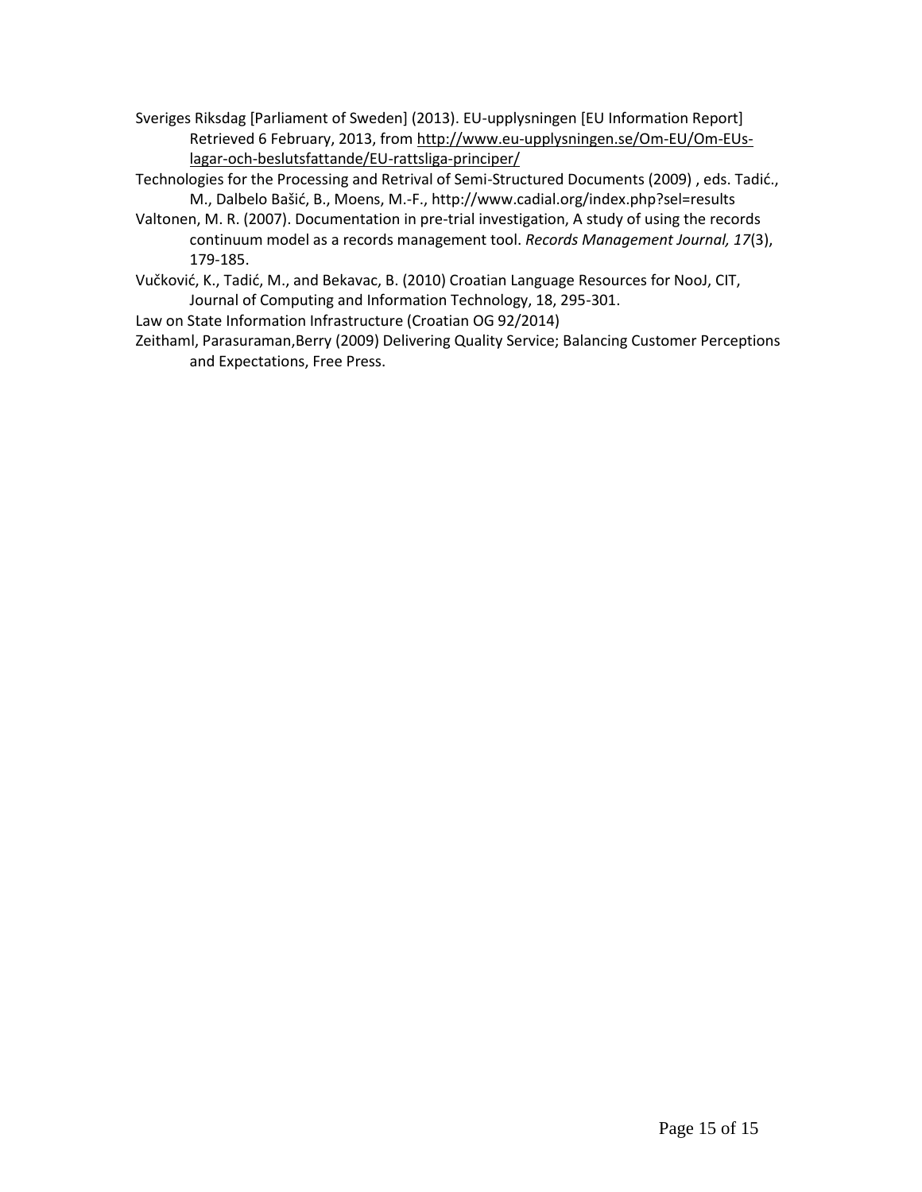Sveriges Riksdag [Parliament of Sweden] (2013). EU-upplysningen [EU Information Report] Retrieved 6 February, 2013, from http://www.eu-upplysningen.se/Om-EU/Om-EUs-lagar-och-beslutsfattande/EU-rattsliga-principer/

Technologies for the Processing and Retrival of Semi-Structured Documents (2009) , eds. Tadić., M., Dalbelo Bašić, B., Moens, M.-F., http://www.cadial.org/index.php?sel=results

Valtonen, M. R. (2007). Documentation in pre-trial investigation, A study of using the records continuum model as a records management tool. *Records Management Journal, 17*(3), 179-185.

Vučković, K., Tadić, M., and Bekavac, B. (2010) Croatian Language Resources for NooJ, CIT, Journal of Computing and Information Technology, 18, 295-301.

Law on State Information Infrastructure (Croatian OG 92/2014)

Zeithaml, Parasuraman,Berry (2009) Delivering Quality Service; Balancing Customer Perceptions and Expectations, Free Press.